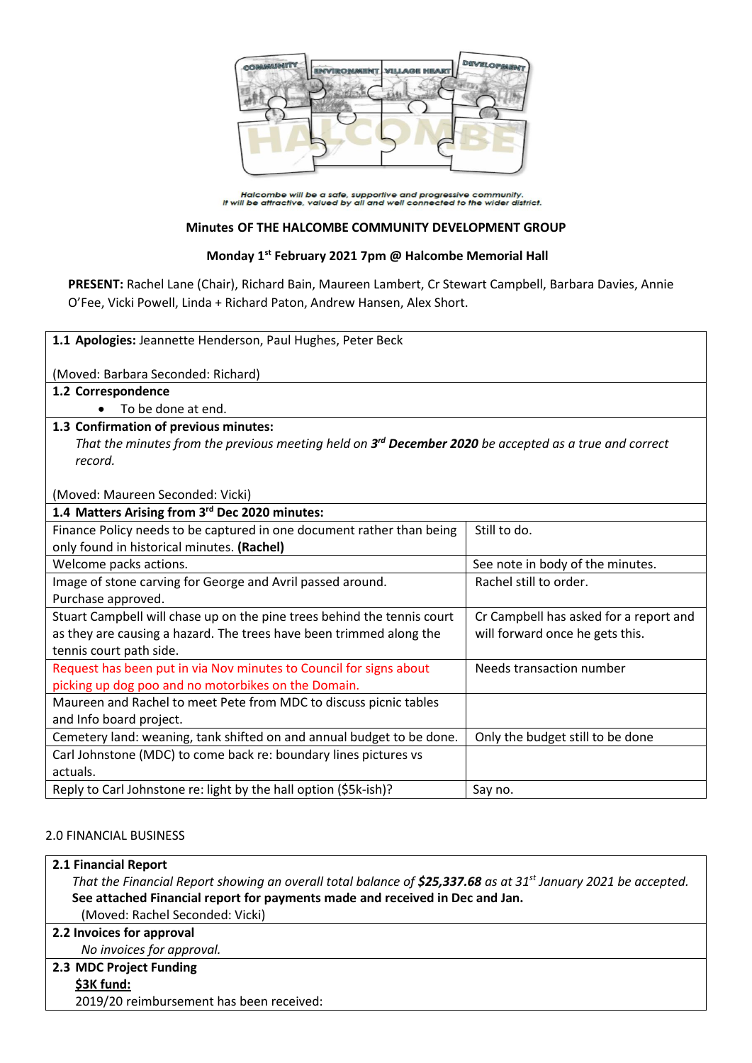Halcombe will be a safe, supportive and progressive community.
It will be attractive, valued by all and well connected to the wider district.

## Minutes OF THE HALCOMBE COMMUNITY DEVELOPMENT GROUP

### Monday 1st February 2021 7pm @ Halcombe Memorial Hall

**PRESENT:** Rachel Lane (Chair), Richard Bain, Maureen Lambert, Cr Stewart Campbell, Barbara Davies, Annie O'Fee, Vicki Powell, Linda + Richard Paton, Andrew Hansen, Alex Short.

**1.1 Apologies:** Jeannette Henderson, Paul Hughes, Peter Beck

(Moved: Barbara Seconded: Richard)

**1.2 Correspondence**

- To be done at end.

**1.3 Confirmation of previous minutes:**

*That the minutes from the previous meeting held on **3rd December 2020** be accepted as a true and correct record.*

(Moved: Maureen Seconded: Vicki)

**1.4 Matters Arising from 3rd Dec 2020 minutes:**

| Item | Status |
|---|---|
| Finance Policy needs to be captured in one document rather than being only found in historical minutes. **(Rachel)** | Still to do. |
| Welcome packs actions. | See note in body of the minutes. |
| Image of stone carving for George and Avril passed around. Purchase approved. | Rachel still to order. |
| Stuart Campbell will chase up on the pine trees behind the tennis court as they are causing a hazard. The trees have been trimmed along the tennis court path side. | Cr Campbell has asked for a report and will forward once he gets this. |
| Request has been put in via Nov minutes to Council for signs about picking up dog poo and no motorbikes on the Domain. | Needs transaction number |
| Maureen and Rachel to meet Pete from MDC to discuss picnic tables and Info board project. | |
| Cemetery land: weaning, tank shifted on and annual budget to be done. | Only the budget still to be done |
| Carl Johnstone (MDC) to come back re: boundary lines pictures vs actuals. | |
| Reply to Carl Johnstone re: light by the hall option ($5k-ish)? | Say no. |

## 2.0 FINANCIAL BUSINESS

**2.1 Financial Report**

*That the Financial Report showing an overall total balance of **$25,337.68** as at 31st January 2021 be accepted.*

**See attached Financial report for payments made and received in Dec and Jan.**

(Moved: Rachel Seconded: Vicki)

**2.2 Invoices for approval**

*No invoices for approval.*

**2.3 MDC Project Funding**

**<u>$3K fund:</u>**

2019/20 reimbursement has been received: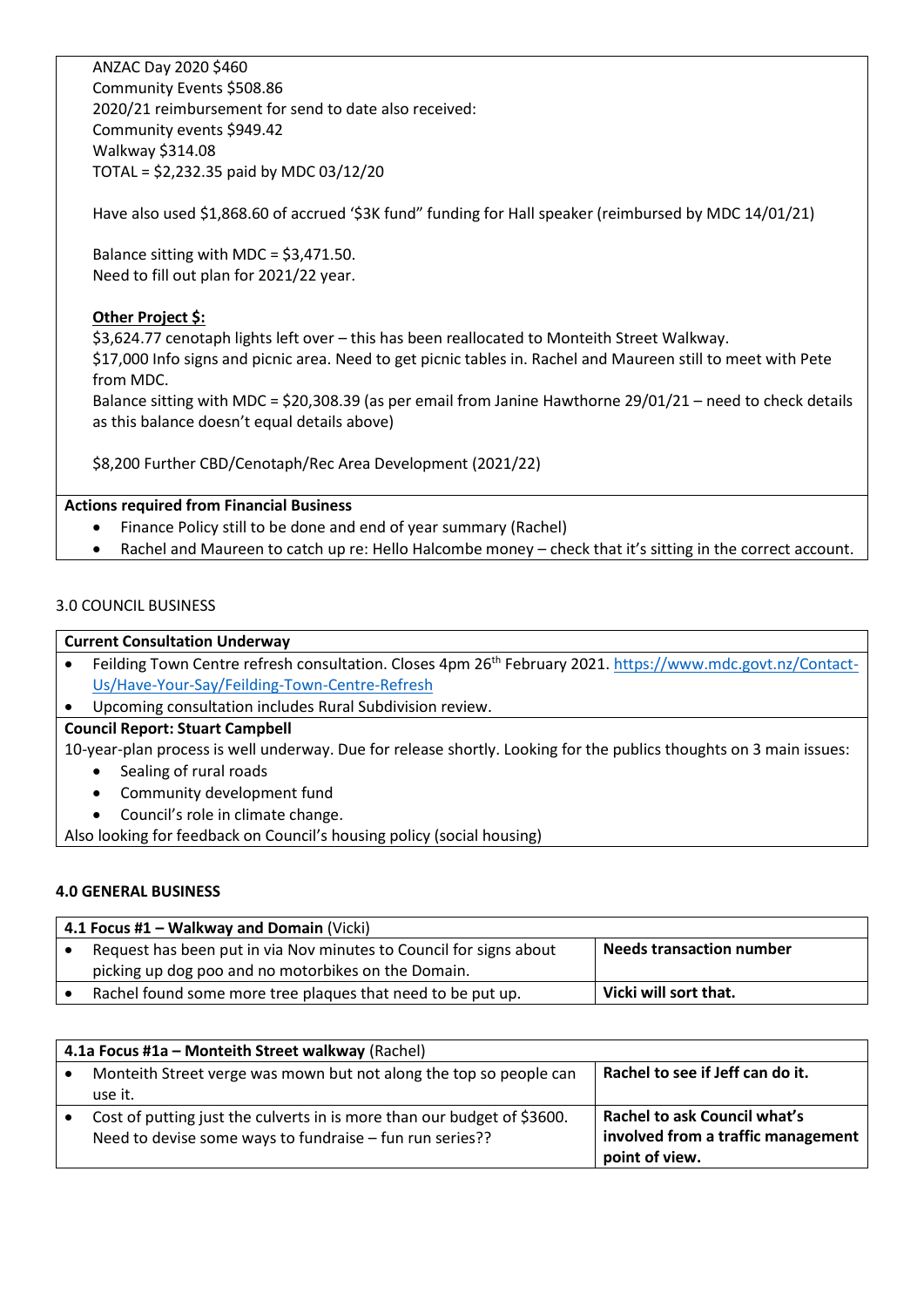ANZAC Day 2020 $460
Community Events $508.86
2020/21 reimbursement for send to date also received:
Community events $949.42
Walkway $314.08
TOTAL = $2,232.35 paid by MDC 03/12/20

Have also used $1,868.60 of accrued '$3K fund" funding for Hall speaker (reimbursed by MDC 14/01/21)

Balance sitting with MDC = $3,471.50.
Need to fill out plan for 2021/22 year.

**<u>Other Project $:</u>**
$3,624.77 cenotaph lights left over – this has been reallocated to Monteith Street Walkway.
$17,000 Info signs and picnic area. Need to get picnic tables in. Rachel and Maureen still to meet with Pete from MDC.
Balance sitting with MDC = $20,308.39 (as per email from Janine Hawthorne 29/01/21 – need to check details as this balance doesn't equal details above)

$8,200 Further CBD/Cenotaph/Rec Area Development (2021/22)

**Actions required from Financial Business**

- Finance Policy still to be done and end of year summary (Rachel)
- Rachel and Maureen to catch up re: Hello Halcombe money – check that it's sitting in the correct account.

3.0 COUNCIL BUSINESS

**Current Consultation Underway**

- Feilding Town Centre refresh consultation. Closes 4pm 26th February 2021. https://www.mdc.govt.nz/Contact-Us/Have-Your-Say/Feilding-Town-Centre-Refresh
- Upcoming consultation includes Rural Subdivision review.

**Council Report: Stuart Campbell**

10-year-plan process is well underway. Due for release shortly. Looking for the publics thoughts on 3 main issues:

- Sealing of rural roads
- Community development fund
- Council's role in climate change.

Also looking for feedback on Council's housing policy (social housing)

**4.0 GENERAL BUSINESS**

| **4.1 Focus #1 – Walkway and Domain** (Vicki) | |
|---|---|
| • Request has been put in via Nov minutes to Council for signs about picking up dog poo and no motorbikes on the Domain. | **Needs transaction number** |
| • Rachel found some more tree plaques that need to be put up. | **Vicki will sort that.** |

| **4.1a Focus #1a – Monteith Street walkway** (Rachel) | |
|---|---|
| • Monteith Street verge was mown but not along the top so people can use it. | **Rachel to see if Jeff can do it.** |
| • Cost of putting just the culverts in is more than our budget of $3600. Need to devise some ways to fundraise – fun run series?? | **Rachel to ask Council what's involved from a traffic management point of view.** |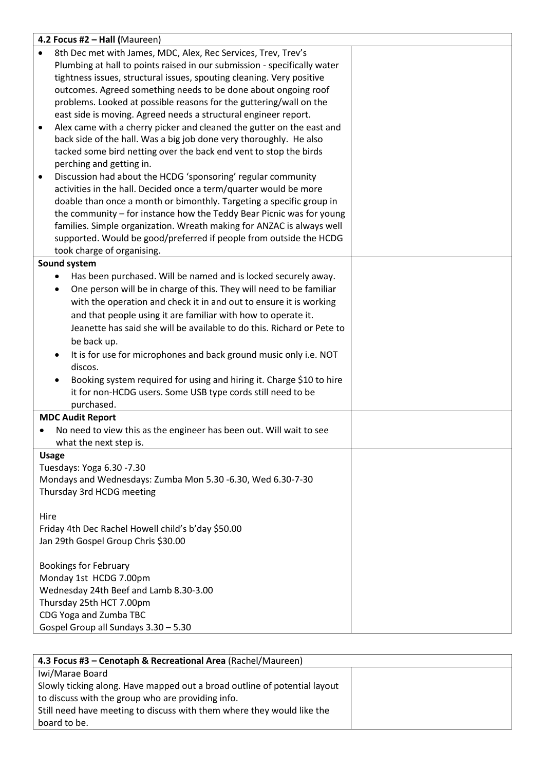| **4.2 Focus #2 – Hall (**Maureen) | |
|---|---|
| • 8th Dec met with James, MDC, Alex, Rec Services, Trev, Trev's Plumbing at hall to points raised in our submission - specifically water tightness issues, structural issues, spouting cleaning. Very positive outcomes. Agreed something needs to be done about ongoing roof problems. Looked at possible reasons for the guttering/wall on the east side is moving. Agreed needs a structural engineer report.<br>• Alex came with a cherry picker and cleaned the gutter on the east and back side of the hall. Was a big job done very thoroughly. He also tacked some bird netting over the back end vent to stop the birds perching and getting in.<br>• Discussion had about the HCDG 'sponsoring' regular community activities in the hall. Decided once a term/quarter would be more doable than once a month or bimonthly. Targeting a specific group in the community – for instance how the Teddy Bear Picnic was for young families. Simple organization. Wreath making for ANZAC is always well supported. Would be good/preferred if people from outside the HCDG took charge of organising. | |
| **Sound system**<br>• Has been purchased. Will be named and is locked securely away.<br>• One person will be in charge of this. They will need to be familiar with the operation and check it in and out to ensure it is working and that people using it are familiar with how to operate it. Jeanette has said she will be available to do this. Richard or Pete to be back up.<br>• It is for use for microphones and back ground music only i.e. NOT discos.<br>• Booking system required for using and hiring it. Charge $10 to hire it for non-HCDG users. Some USB type cords still need to be purchased. | |
| **MDC Audit Report**<br>• No need to view this as the engineer has been out. Will wait to see what the next step is. | |
| **Usage**<br>Tuesdays: Yoga 6.30 -7.30<br>Mondays and Wednesdays: Zumba Mon 5.30 -6.30, Wed 6.30-7-30<br>Thursday 3rd HCDG meeting<br><br>Hire<br>Friday 4th Dec Rachel Howell child's b'day $50.00<br>Jan 29th Gospel Group Chris $30.00<br><br>Bookings for February<br>Monday 1st HCDG 7.00pm<br>Wednesday 24th Beef and Lamb 8.30-3.00<br>Thursday 25th HCT 7.00pm<br>CDG Yoga and Zumba TBC<br>Gospel Group all Sundays 3.30 – 5.30 | |

| **4.3 Focus #3 – Cenotaph & Recreational Area** (Rachel/Maureen) | |
|---|---|
| Iwi/Marae Board<br>Slowly ticking along. Have mapped out a broad outline of potential layout to discuss with the group who are providing info.<br>Still need have meeting to discuss with them where they would like the board to be. | |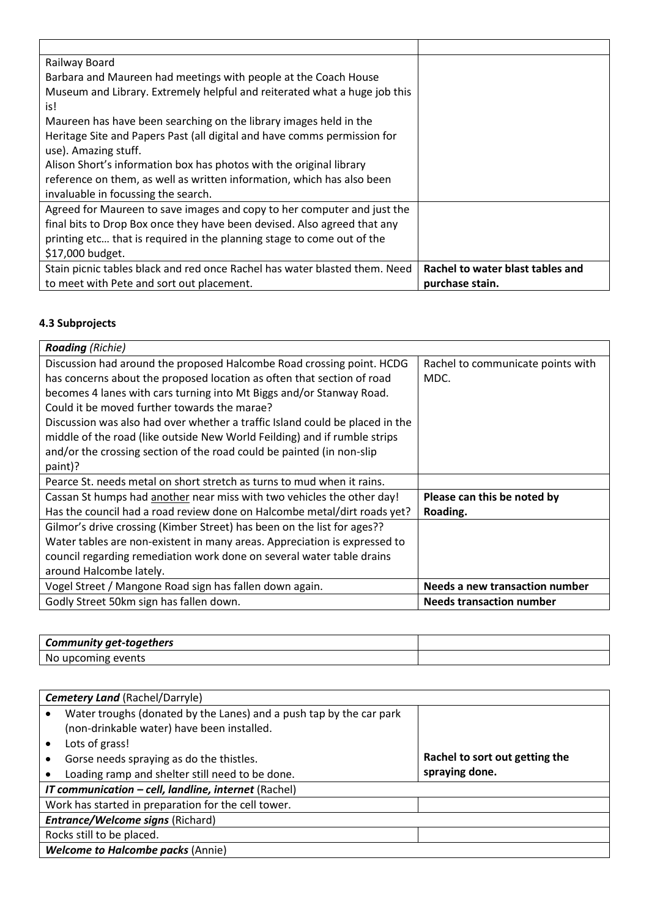| | |
|---|---|
| Railway Board<br>Barbara and Maureen had meetings with people at the Coach House Museum and Library. Extremely helpful and reiterated what a huge job this is!<br>Maureen has have been searching on the library images held in the Heritage Site and Papers Past (all digital and have comms permission for use). Amazing stuff.<br>Alison Short's information box has photos with the original library reference on them, as well as written information, which has also been invaluable in focussing the search. | |
| Agreed for Maureen to save images and copy to her computer and just the final bits to Drop Box once they have been devised. Also agreed that any printing etc… that is required in the planning stage to come out of the $17,000 budget. | |
| Stain picnic tables black and red once Rachel has water blasted them. Need to meet with Pete and sort out placement. | **Rachel to water blast tables and purchase stain.** |

### 4.3 Subprojects

| ***Roading*** *(Richie)* | |
|---|---|
| Discussion had around the proposed Halcombe Road crossing point. HCDG has concerns about the proposed location as often that section of road becomes 4 lanes with cars turning into Mt Biggs and/or Stanway Road. Could it be moved further towards the marae?<br>Discussion was also had over whether a traffic Island could be placed in the middle of the road (like outside New World Feilding) and if rumble strips and/or the crossing section of the road could be painted (in non-slip paint)? | Rachel to communicate points with MDC. |
| Pearce St. needs metal on short stretch as turns to mud when it rains. | |
| Cassan St humps had <u>another</u> near miss with two vehicles the other day! Has the council had a road review done on Halcombe metal/dirt roads yet? | **Please can this be noted by Roading.** |
| Gilmor's drive crossing (Kimber Street) has been on the list for ages??<br>Water tables are non-existent in many areas. Appreciation is expressed to council regarding remediation work done on several water table drains around Halcombe lately. | |
| Vogel Street / Mangone Road sign has fallen down again. | **Needs a new transaction number** |
| Godly Street 50km sign has fallen down. | **Needs transaction number** |

| ***Community get-togethers*** | |
|---|---|
| No upcoming events | |

| ***Cemetery Land*** (Rachel/Darryle) | |
|---|---|
| • Water troughs (donated by the Lanes) and a push tap by the car park (non-drinkable water) have been installed.<br>• Lots of grass!<br>• Gorse needs spraying as do the thistles.<br>• Loading ramp and shelter still need to be done. | **Rachel to sort out getting the spraying done.** |
| ***IT communication – cell, landline, internet*** (Rachel) | |
| Work has started in preparation for the cell tower. | |
| ***Entrance/Welcome signs*** (Richard) | |
| Rocks still to be placed. | |
| ***Welcome to Halcombe packs*** (Annie) | |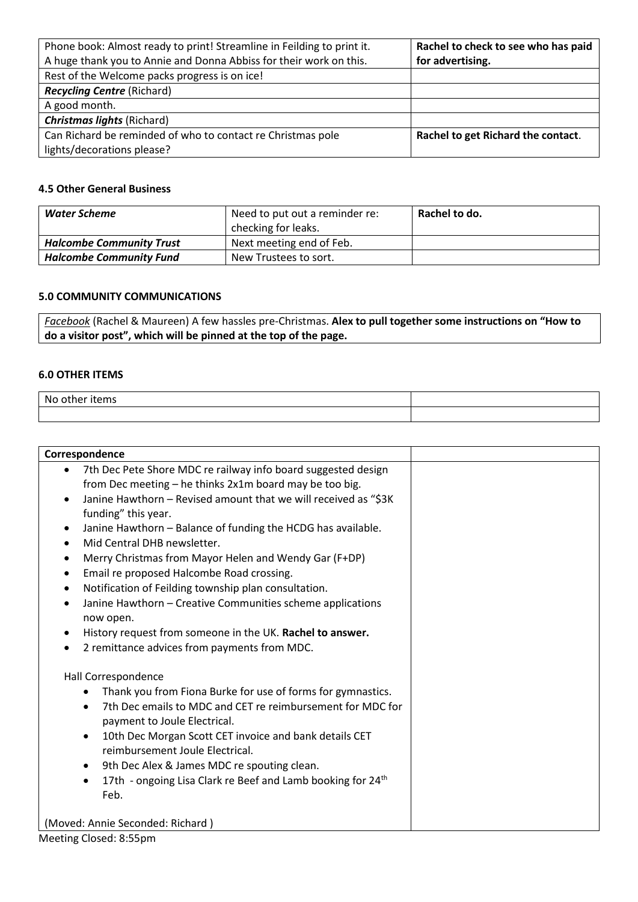| | |
|---|---|
| Phone book: Almost ready to print! Streamline in Feilding to print it. A huge thank you to Annie and Donna Abbiss for their work on this. | **Rachel to check to see who has paid for advertising.** |
| Rest of the Welcome packs progress is on ice! | |
| ***Recycling Centre*** (Richard) | |
| A good month. | |
| ***Christmas lights*** (Richard) | |
| Can Richard be reminded of who to contact re Christmas pole lights/decorations please? | **Rachel to get Richard the contact**. |

#### 4.5 Other General Business

| | | |
|---|---|---|
| ***Water Scheme*** | Need to put out a reminder re: checking for leaks. | **Rachel to do.** |
| ***Halcombe Community Trust*** | Next meeting end of Feb. | |
| ***Halcombe Community Fund*** | New Trustees to sort. | |

#### 5.0 COMMUNITY COMMUNICATIONS

*Facebook* (Rachel & Maureen) A few hassles pre-Christmas. **Alex to pull together some instructions on "How to do a visitor post", which will be pinned at the top of the page.**

#### 6.0 OTHER ITEMS

| | |
|---|---|
| No other items | |
| | |

| **Correspondence** | |
|---|---|
| • 7th Dec Pete Shore MDC re railway info board suggested design from Dec meeting – he thinks 2x1m board may be too big.<br>• Janine Hawthorn – Revised amount that we will received as "$3K funding" this year.<br>• Janine Hawthorn – Balance of funding the HCDG has available.<br>• Mid Central DHB newsletter.<br>• Merry Christmas from Mayor Helen and Wendy Gar (F+DP)<br>• Email re proposed Halcombe Road crossing.<br>• Notification of Feilding township plan consultation.<br>• Janine Hawthorn – Creative Communities scheme applications now open.<br>• History request from someone in the UK. **Rachel to answer.**<br>• 2 remittance advices from payments from MDC.<br><br>Hall Correspondence<br>• Thank you from Fiona Burke for use of forms for gymnastics.<br>• 7th Dec emails to MDC and CET re reimbursement for MDC for payment to Joule Electrical.<br>• 10th Dec Morgan Scott CET invoice and bank details CET reimbursement Joule Electrical.<br>• 9th Dec Alex & James MDC re spouting clean.<br>• 17th - ongoing Lisa Clark re Beef and Lamb booking for 24th Feb.<br><br>(Moved: Annie Seconded: Richard ) | |

Meeting Closed: 8:55pm